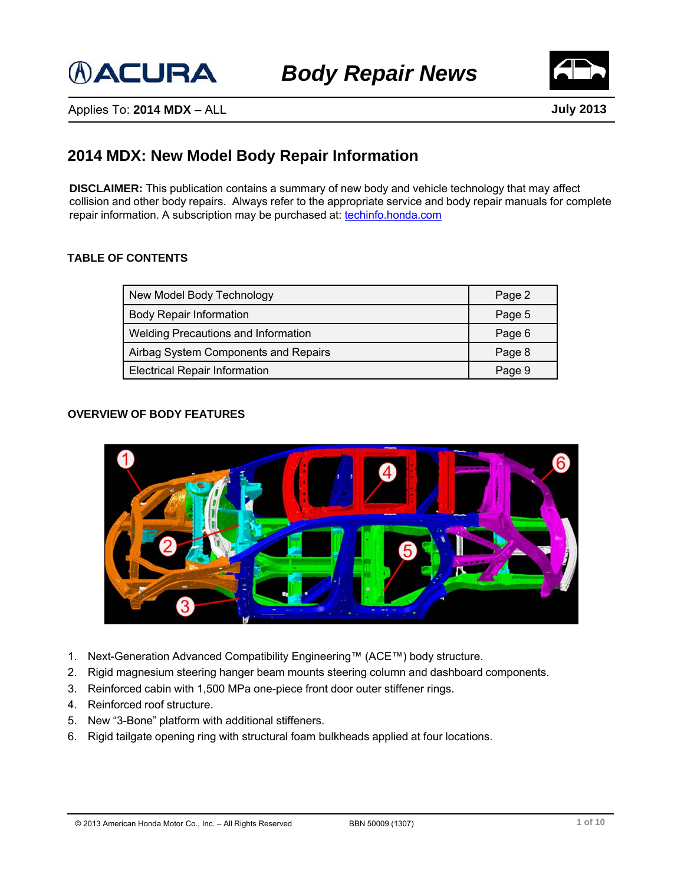# Body Repair News

Applies To: **2014 MDX** – ALL **July 2013**

## 2014 MDX: New Model Body Repair Information

**DISCLAIMER:** This publication contains a summary of new body and vehicle technology that may affect collision and other body repairs. Always refer to the appropriate service and body repair manuals for complete repair information. A subscription may be purchased at: techinfo.honda.com

### TABLE OF CONTENTS

| Section | Page |
|---|---|
| New Model Body Technology | Page 2 |
| Body Repair Information | Page 5 |
| Welding Precautions and Information | Page 6 |
| Airbag System Components and Repairs | Page 8 |
| Electrical Repair Information | Page 9 |

### OVERVIEW OF BODY FEATURES

1. Next-Generation Advanced Compatibility Engineering™ (ACE™) body structure.
2. Rigid magnesium steering hanger beam mounts steering column and dashboard components.
3. Reinforced cabin with 1,500 MPa one-piece front door outer stiffener rings.
4. Reinforced roof structure.
5. New "3-Bone" platform with additional stiffeners.
6. Rigid tailgate opening ring with structural foam bulkheads applied at four locations.

© 2013 American Honda Motor Co., Inc. – All Rights Reserved BBN 50009 (1307)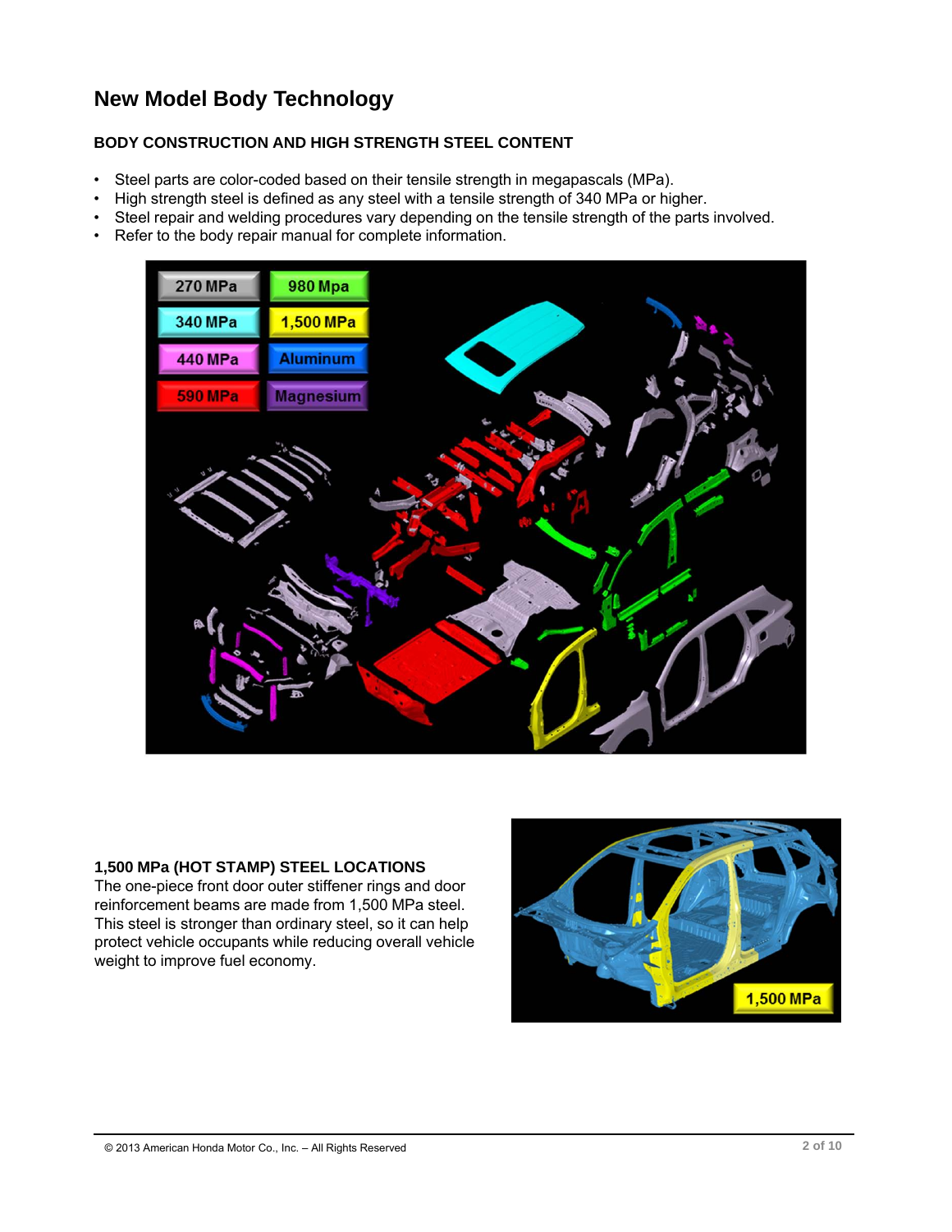# New Model Body Technology

## BODY CONSTRUCTION AND HIGH STRENGTH STEEL CONTENT

- Steel parts are color-coded based on their tensile strength in megapascals (MPa).
- High strength steel is defined as any steel with a tensile strength of 340 MPa or higher.
- Steel repair and welding procedures vary depending on the tensile strength of the parts involved.
- Refer to the body repair manual for complete information.

### 1,500 MPa (HOT STAMP) STEEL LOCATIONS

The one-piece front door outer stiffener rings and door reinforcement beams are made from 1,500 MPa steel. This steel is stronger than ordinary steel, so it can help protect vehicle occupants while reducing overall vehicle weight to improve fuel economy.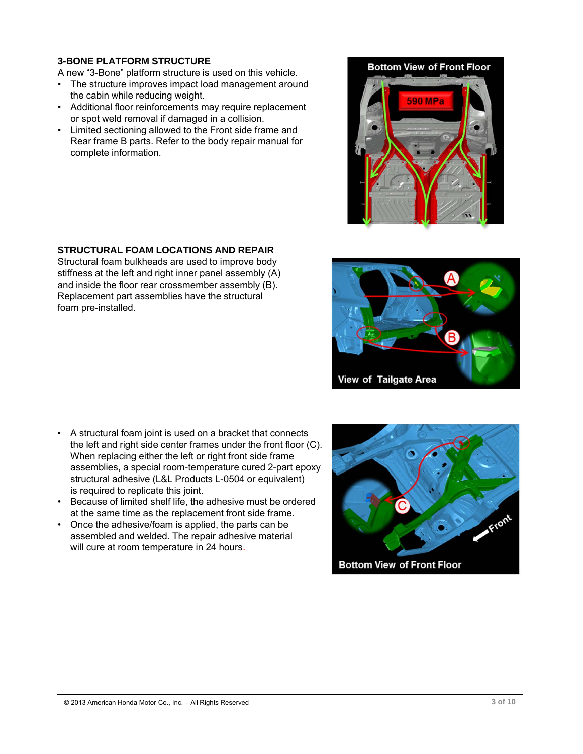## 3-BONE PLATFORM STRUCTURE

A new “3-Bone” platform structure is used on this vehicle.

- The structure improves impact load management around the cabin while reducing weight.
- Additional floor reinforcements may require replacement or spot weld removal if damaged in a collision.
- Limited sectioning allowed to the Front side frame and Rear frame B parts. Refer to the body repair manual for complete information.

## STRUCTURAL FOAM LOCATIONS AND REPAIR

Structural foam bulkheads are used to improve body stiffness at the left and right inner panel assembly (A) and inside the floor rear crossmember assembly (B). Replacement part assemblies have the structural foam pre-installed.

- A structural foam joint is used on a bracket that connects the left and right side center frames under the front floor (C). When replacing either the left or right front side frame assemblies, a special room-temperature cured 2-part epoxy structural adhesive (L&L Products L-0504 or equivalent) is required to replicate this joint.
- Because of limited shelf life, the adhesive must be ordered at the same time as the replacement front side frame.
- Once the adhesive/foam is applied, the parts can be assembled and welded. The repair adhesive material will cure at room temperature in 24 hours.

© 2013 American Honda Motor Co., Inc. – All Rights Reserved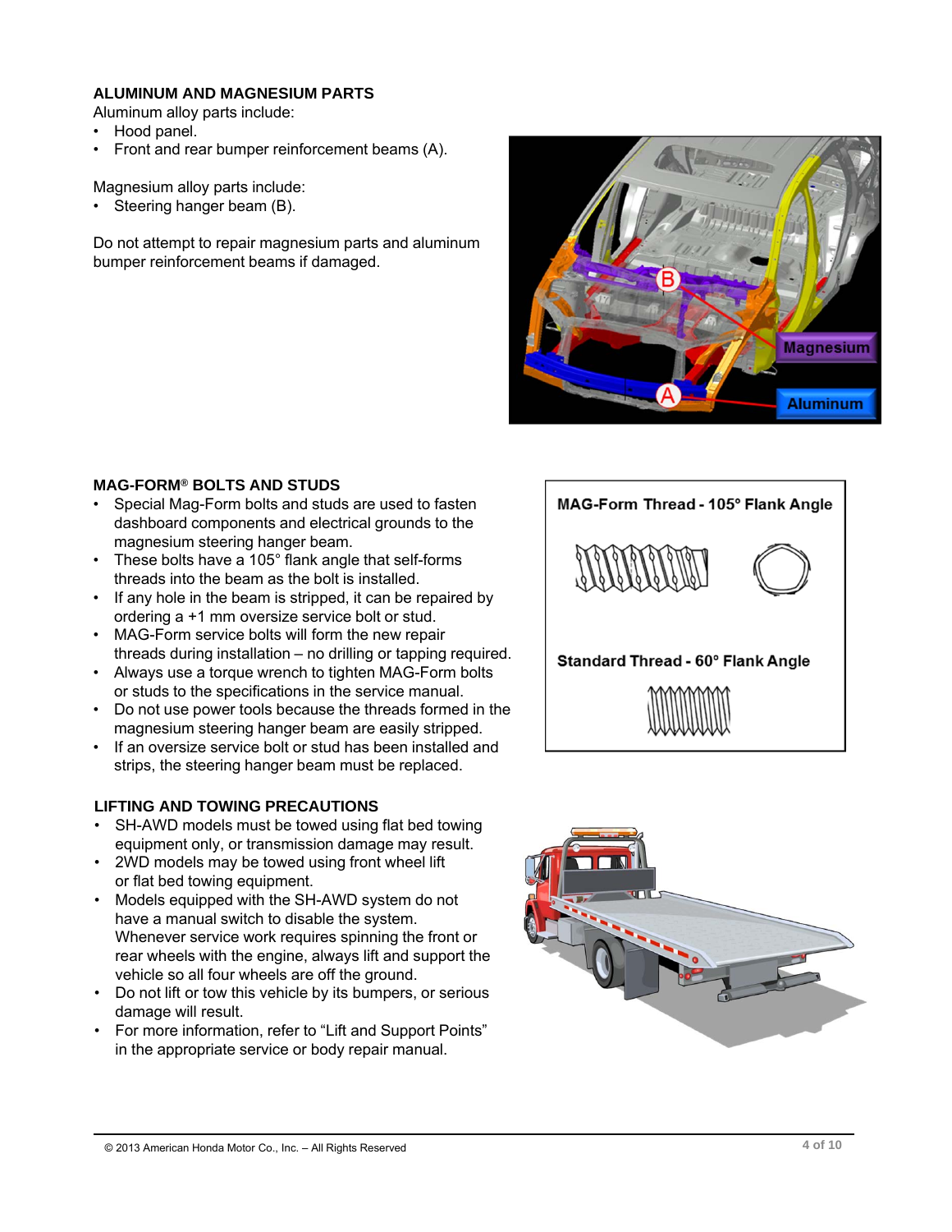## ALUMINUM AND MAGNESIUM PARTS

Aluminum alloy parts include:

- Hood panel.
- Front and rear bumper reinforcement beams (A).

Magnesium alloy parts include:

- Steering hanger beam (B).

Do not attempt to repair magnesium parts and aluminum bumper reinforcement beams if damaged.

## MAG-FORM® BOLTS AND STUDS

- Special Mag-Form bolts and studs are used to fasten dashboard components and electrical grounds to the magnesium steering hanger beam.
- These bolts have a 105° flank angle that self-forms threads into the beam as the bolt is installed.
- If any hole in the beam is stripped, it can be repaired by ordering a +1 mm oversize service bolt or stud.
- MAG-Form service bolts will form the new repair threads during installation – no drilling or tapping required.
- Always use a torque wrench to tighten MAG-Form bolts or studs to the specifications in the service manual.
- Do not use power tools because the threads formed in the magnesium steering hanger beam are easily stripped.
- If an oversize service bolt or stud has been installed and strips, the steering hanger beam must be replaced.

## LIFTING AND TOWING PRECAUTIONS

- SH-AWD models must be towed using flat bed towing equipment only, or transmission damage may result.
- 2WD models may be towed using front wheel lift or flat bed towing equipment.
- Models equipped with the SH-AWD system do not have a manual switch to disable the system. Whenever service work requires spinning the front or rear wheels with the engine, always lift and support the vehicle so all four wheels are off the ground.
- Do not lift or tow this vehicle by its bumpers, or serious damage will result.
- For more information, refer to "Lift and Support Points" in the appropriate service or body repair manual.

© 2013 American Honda Motor Co., Inc. – All Rights Reserved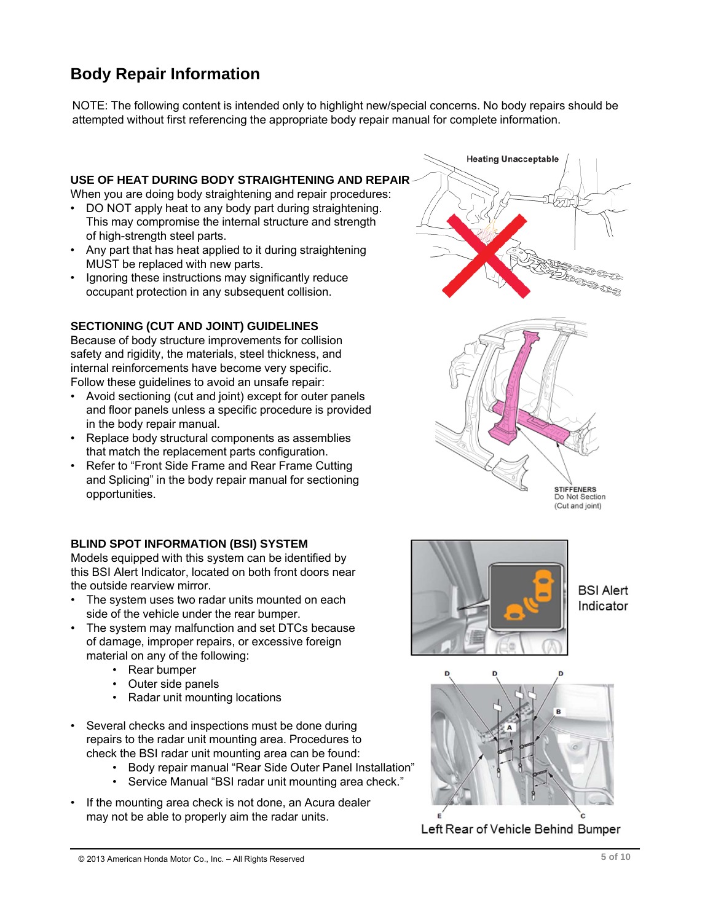# Body Repair Information

NOTE: The following content is intended only to highlight new/special concerns. No body repairs should be attempted without first referencing the appropriate body repair manual for complete information.

### USE OF HEAT DURING BODY STRAIGHTENING AND REPAIR

When you are doing body straightening and repair procedures:

- DO NOT apply heat to any body part during straightening. This may compromise the internal structure and strength of high-strength steel parts.
- Any part that has heat applied to it during straightening MUST be replaced with new parts.
- Ignoring these instructions may significantly reduce occupant protection in any subsequent collision.

Heating Unacceptable

### SECTIONING (CUT AND JOINT) GUIDELINES

Because of body structure improvements for collision safety and rigidity, the materials, steel thickness, and internal reinforcements have become very specific. Follow these guidelines to avoid an unsafe repair:

- Avoid sectioning (cut and joint) except for outer panels and floor panels unless a specific procedure is provided in the body repair manual.
- Replace body structural components as assemblies that match the replacement parts configuration.
- Refer to "Front Side Frame and Rear Frame Cutting and Splicing" in the body repair manual for sectioning opportunities.

STIFFENERS
Do Not Section
(Cut and joint)

### BLIND SPOT INFORMATION (BSI) SYSTEM

Models equipped with this system can be identified by this BSI Alert Indicator, located on both front doors near the outside rearview mirror.

- The system uses two radar units mounted on each side of the vehicle under the rear bumper.
- The system may malfunction and set DTCs because of damage, improper repairs, or excessive foreign material on any of the following:
  - Rear bumper
  - Outer side panels
  - Radar unit mounting locations

- Several checks and inspections must be done during repairs to the radar unit mounting area. Procedures to check the BSI radar unit mounting area can be found:
  - Body repair manual "Rear Side Outer Panel Installation"
  - Service Manual "BSI radar unit mounting area check."

- If the mounting area check is not done, an Acura dealer may not be able to properly aim the radar units.

BSI Alert Indicator

Left Rear of Vehicle Behind Bumper

© 2013 American Honda Motor Co., Inc. – All Rights Reserved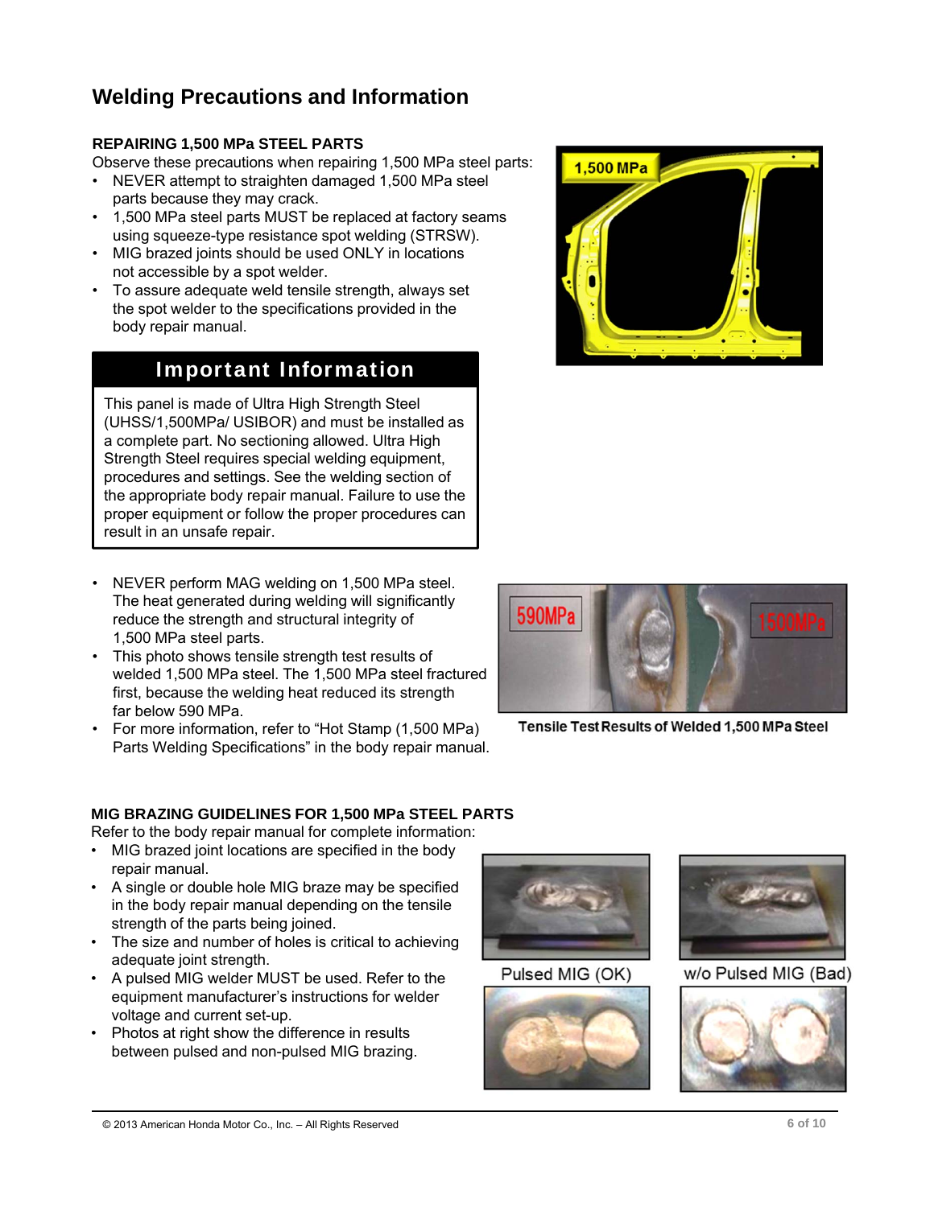# Welding Precautions and Information

### REPAIRING 1,500 MPa STEEL PARTS

Observe these precautions when repairing 1,500 MPa steel parts:

- NEVER attempt to straighten damaged 1,500 MPa steel parts because they may crack.
- 1,500 MPa steel parts MUST be replaced at factory seams using squeeze-type resistance spot welding (STRSW).
- MIG brazed joints should be used ONLY in locations not accessible by a spot welder.
- To assure adequate weld tensile strength, always set the spot welder to the specifications provided in the body repair manual.

> **Important Information**
>
> This panel is made of Ultra High Strength Steel (UHSS/1,500MPa/ USIBOR) and must be installed as a complete part. No sectioning allowed. Ultra High Strength Steel requires special welding equipment, procedures and settings. See the welding section of the appropriate body repair manual. Failure to use the proper equipment or follow the proper procedures can result in an unsafe repair.

- NEVER perform MAG welding on 1,500 MPa steel. The heat generated during welding will significantly reduce the strength and structural integrity of 1,500 MPa steel parts.
- This photo shows tensile strength test results of welded 1,500 MPa steel. The 1,500 MPa steel fractured first, because the welding heat reduced its strength far below 590 MPa.
- For more information, refer to "Hot Stamp (1,500 MPa) Parts Welding Specifications" in the body repair manual.

Tensile Test Results of Welded 1,500 MPa Steel

### MIG BRAZING GUIDELINES FOR 1,500 MPa STEEL PARTS

Refer to the body repair manual for complete information:

- MIG brazed joint locations are specified in the body repair manual.
- A single or double hole MIG braze may be specified in the body repair manual depending on the tensile strength of the parts being joined.
- The size and number of holes is critical to achieving adequate joint strength.
- A pulsed MIG welder MUST be used. Refer to the equipment manufacturer's instructions for welder voltage and current set-up.
- Photos at right show the difference in results between pulsed and non-pulsed MIG brazing.

Pulsed MIG (OK)

w/o Pulsed MIG (Bad)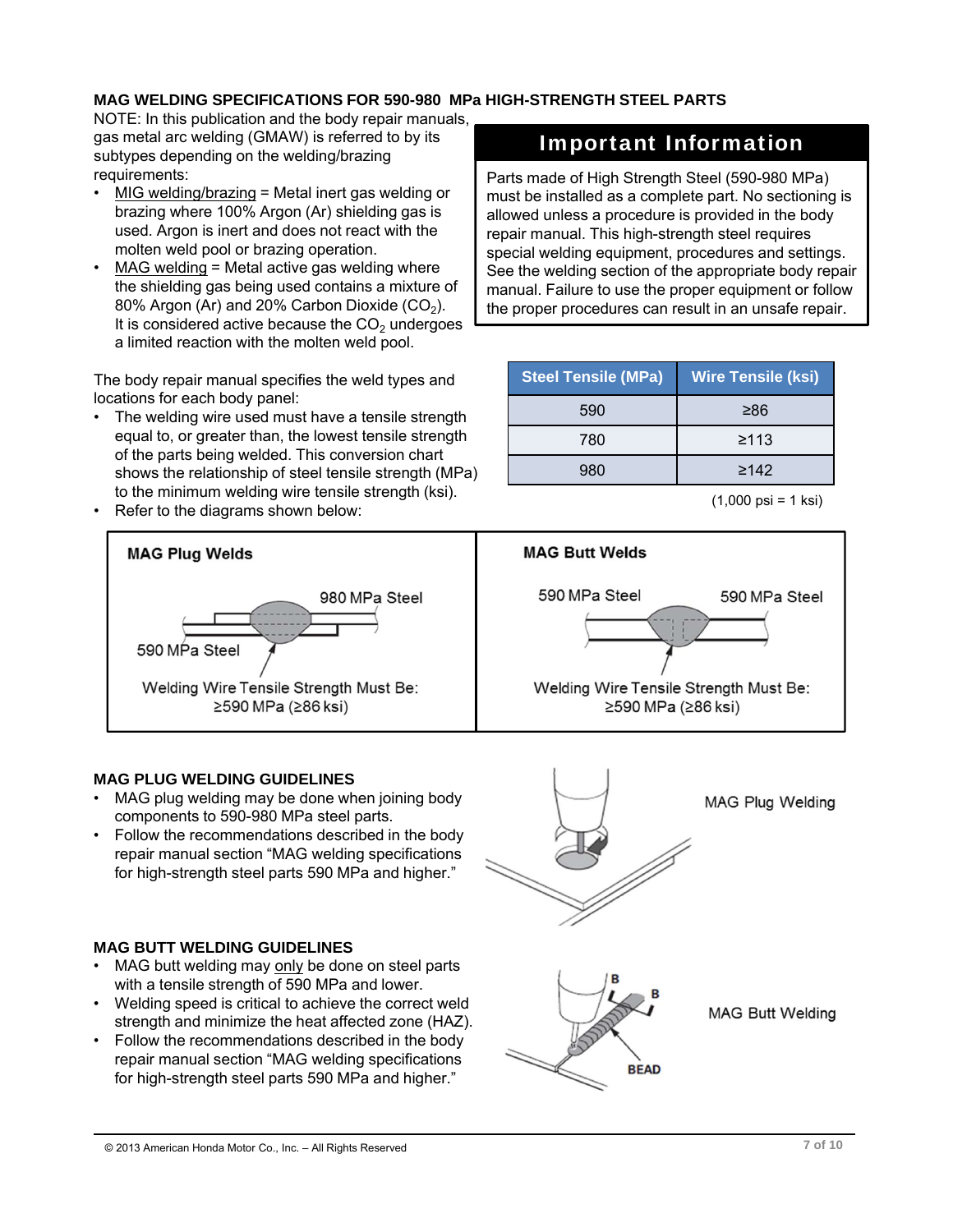## MAG WELDING SPECIFICATIONS FOR 590-980 MPa HIGH-STRENGTH STEEL PARTS

NOTE: In this publication and the body repair manuals, gas metal arc welding (GMAW) is referred to by its subtypes depending on the welding/brazing requirements:

- MIG welding/brazing = Metal inert gas welding or brazing where 100% Argon (Ar) shielding gas is used. Argon is inert and does not react with the molten weld pool or brazing operation.
- MAG welding = Metal active gas welding where the shielding gas being used contains a mixture of 80% Argon (Ar) and 20% Carbon Dioxide ($CO_2$). It is considered active because the $CO_2$ undergoes a limited reaction with the molten weld pool.

### Important Information

Parts made of High Strength Steel (590-980 MPa) must be installed as a complete part. No sectioning is allowed unless a procedure is provided in the body repair manual. This high-strength steel requires special welding equipment, procedures and settings. See the welding section of the appropriate body repair manual. Failure to use the proper equipment or follow the proper procedures can result in an unsafe repair.

The body repair manual specifies the weld types and locations for each body panel:

- The welding wire used must have a tensile strength equal to, or greater than, the lowest tensile strength of the parts being welded. This conversion chart shows the relationship of steel tensile strength (MPa) to the minimum welding wire tensile strength (ksi).
- Refer to the diagrams shown below:

| Steel Tensile (MPa) | Wire Tensile (ksi) |
|---|---|
| 590 | ≥86 |
| 780 | ≥113 |
| 980 | ≥142 |

(1,000 psi = 1 ksi)

**MAG Plug Welds**

980 MPa Steel

590 MPa Steel

Welding Wire Tensile Strength Must Be: ≥590 MPa (≥86 ksi)

**MAG Butt Welds**

590 MPa Steel 590 MPa Steel

Welding Wire Tensile Strength Must Be: ≥590 MPa (≥86 ksi)

### MAG PLUG WELDING GUIDELINES

- MAG plug welding may be done when joining body components to 590-980 MPa steel parts.
- Follow the recommendations described in the body repair manual section "MAG welding specifications for high-strength steel parts 590 MPa and higher."

MAG Plug Welding

### MAG BUTT WELDING GUIDELINES

- MAG butt welding may only be done on steel parts with a tensile strength of 590 MPa and lower.
- Welding speed is critical to achieve the correct weld strength and minimize the heat affected zone (HAZ).
- Follow the recommendations described in the body repair manual section "MAG welding specifications for high-strength steel parts 590 MPa and higher."

B B BEAD

MAG Butt Welding

© 2013 American Honda Motor Co., Inc. – All Rights Reserved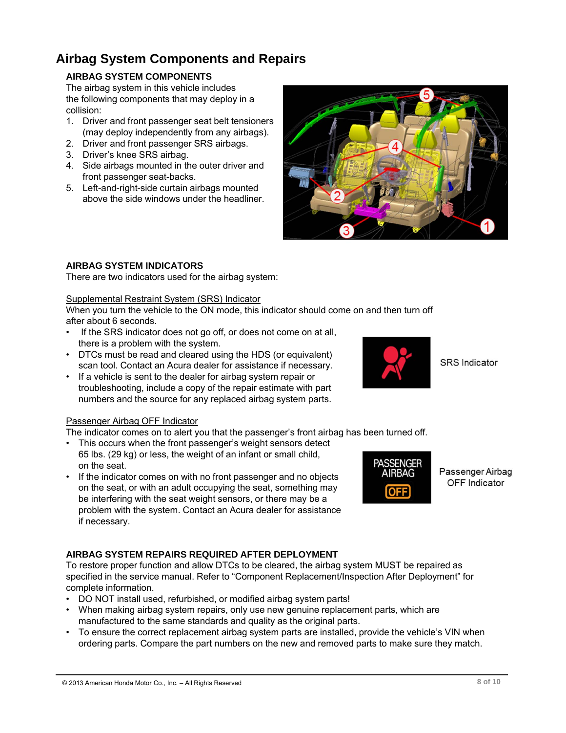# Airbag System Components and Repairs

## AIRBAG SYSTEM COMPONENTS

The airbag system in this vehicle includes the following components that may deploy in a collision:

1. Driver and front passenger seat belt tensioners (may deploy independently from any airbags).
2. Driver and front passenger SRS airbags.
3. Driver's knee SRS airbag.
4. Side airbags mounted in the outer driver and front passenger seat-backs.
5. Left-and-right-side curtain airbags mounted above the side windows under the headliner.

## AIRBAG SYSTEM INDICATORS

There are two indicators used for the airbag system:

Supplemental Restraint System (SRS) Indicator

When you turn the vehicle to the ON mode, this indicator should come on and then turn off after about 6 seconds.

- If the SRS indicator does not go off, or does not come on at all, there is a problem with the system.
- DTCs must be read and cleared using the HDS (or equivalent) scan tool. Contact an Acura dealer for assistance if necessary.
- If a vehicle is sent to the dealer for airbag system repair or troubleshooting, include a copy of the repair estimate with part numbers and the source for any replaced airbag system parts.

SRS Indicator

Passenger Airbag OFF Indicator

The indicator comes on to alert you that the passenger's front airbag has been turned off.

- This occurs when the front passenger's weight sensors detect 65 lbs. (29 kg) or less, the weight of an infant or small child, on the seat.
- If the indicator comes on with no front passenger and no objects on the seat, or with an adult occupying the seat, something may be interfering with the seat weight sensors, or there may be a problem with the system. Contact an Acura dealer for assistance if necessary.

Passenger Airbag OFF Indicator

## AIRBAG SYSTEM REPAIRS REQUIRED AFTER DEPLOYMENT

To restore proper function and allow DTCs to be cleared, the airbag system MUST be repaired as specified in the service manual. Refer to "Component Replacement/Inspection After Deployment" for complete information.

- DO NOT install used, refurbished, or modified airbag system parts!
- When making airbag system repairs, only use new genuine replacement parts, which are manufactured to the same standards and quality as the original parts.
- To ensure the correct replacement airbag system parts are installed, provide the vehicle's VIN when ordering parts. Compare the part numbers on the new and removed parts to make sure they match.

© 2013 American Honda Motor Co., Inc. – All Rights Reserved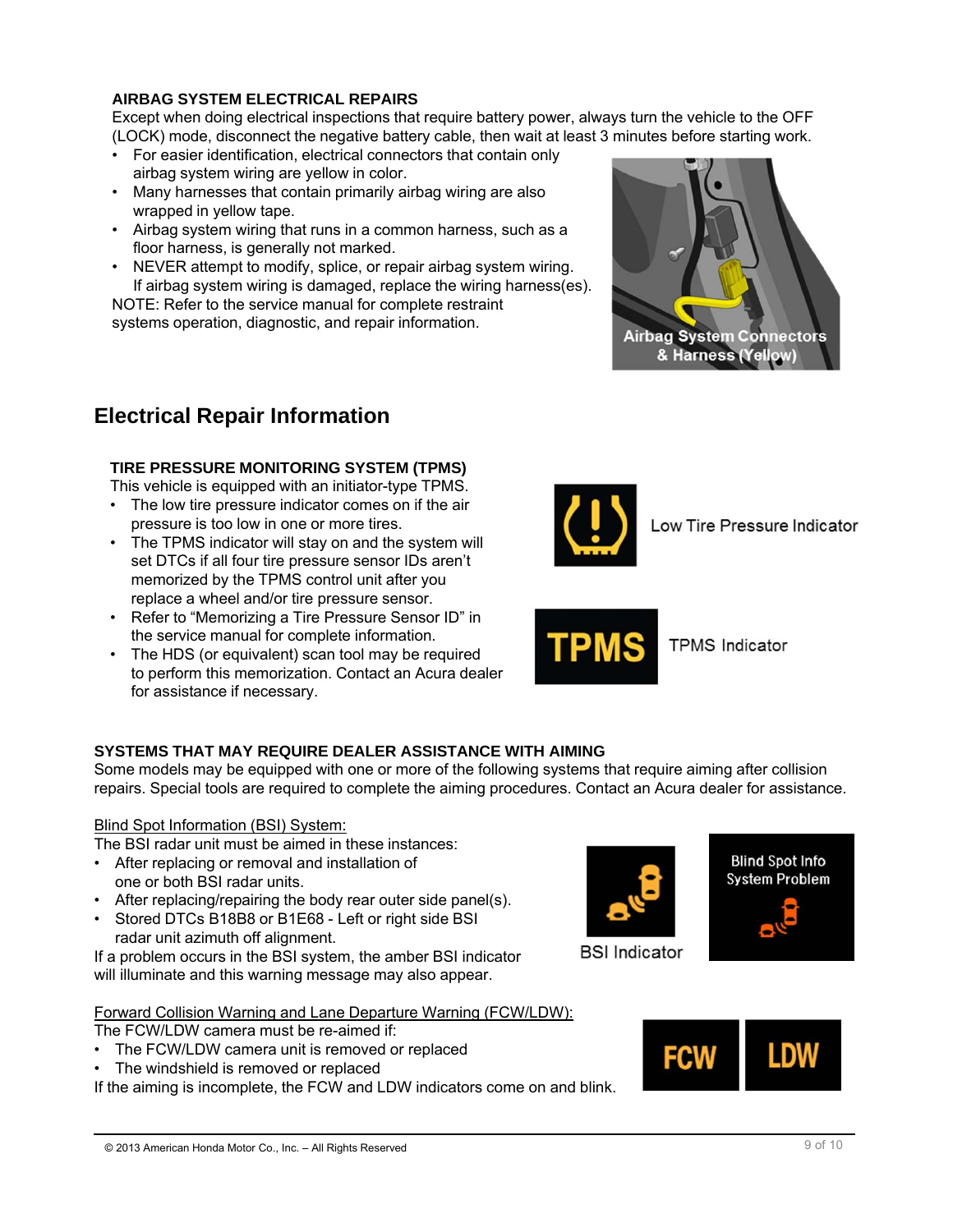### AIRBAG SYSTEM ELECTRICAL REPAIRS

Except when doing electrical inspections that require battery power, always turn the vehicle to the OFF (LOCK) mode, disconnect the negative battery cable, then wait at least 3 minutes before starting work.

- For easier identification, electrical connectors that contain only airbag system wiring are yellow in color.
- Many harnesses that contain primarily airbag wiring are also wrapped in yellow tape.
- Airbag system wiring that runs in a common harness, such as a floor harness, is generally not marked.
- NEVER attempt to modify, splice, or repair airbag system wiring. If airbag system wiring is damaged, replace the wiring harness(es).

NOTE: Refer to the service manual for complete restraint systems operation, diagnostic, and repair information.

Airbag System Connectors & Harness (Yellow)

## Electrical Repair Information

### TIRE PRESSURE MONITORING SYSTEM (TPMS)

This vehicle is equipped with an initiator-type TPMS.

- The low tire pressure indicator comes on if the air pressure is too low in one or more tires.
- The TPMS indicator will stay on and the system will set DTCs if all four tire pressure sensor IDs aren't memorized by the TPMS control unit after you replace a wheel and/or tire pressure sensor.
- Refer to "Memorizing a Tire Pressure Sensor ID" in the service manual for complete information.
- The HDS (or equivalent) scan tool may be required to perform this memorization. Contact an Acura dealer for assistance if necessary.

Low Tire Pressure Indicator

TPMS Indicator

### SYSTEMS THAT MAY REQUIRE DEALER ASSISTANCE WITH AIMING

Some models may be equipped with one or more of the following systems that require aiming after collision repairs. Special tools are required to complete the aiming procedures. Contact an Acura dealer for assistance.

Blind Spot Information (BSI) System:

The BSI radar unit must be aimed in these instances:

- After replacing or removal and installation of one or both BSI radar units.
- After replacing/repairing the body rear outer side panel(s).
- Stored DTCs B18B8 or B1E68 - Left or right side BSI radar unit azimuth off alignment.

If a problem occurs in the BSI system, the amber BSI indicator will illuminate and this warning message may also appear.

BSI Indicator

Blind Spot Info System Problem

Forward Collision Warning and Lane Departure Warning (FCW/LDW):

The FCW/LDW camera must be re-aimed if:

- The FCW/LDW camera unit is removed or replaced
- The windshield is removed or replaced

If the aiming is incomplete, the FCW and LDW indicators come on and blink.

FCW LDW

© 2013 American Honda Motor Co., Inc. – All Rights Reserved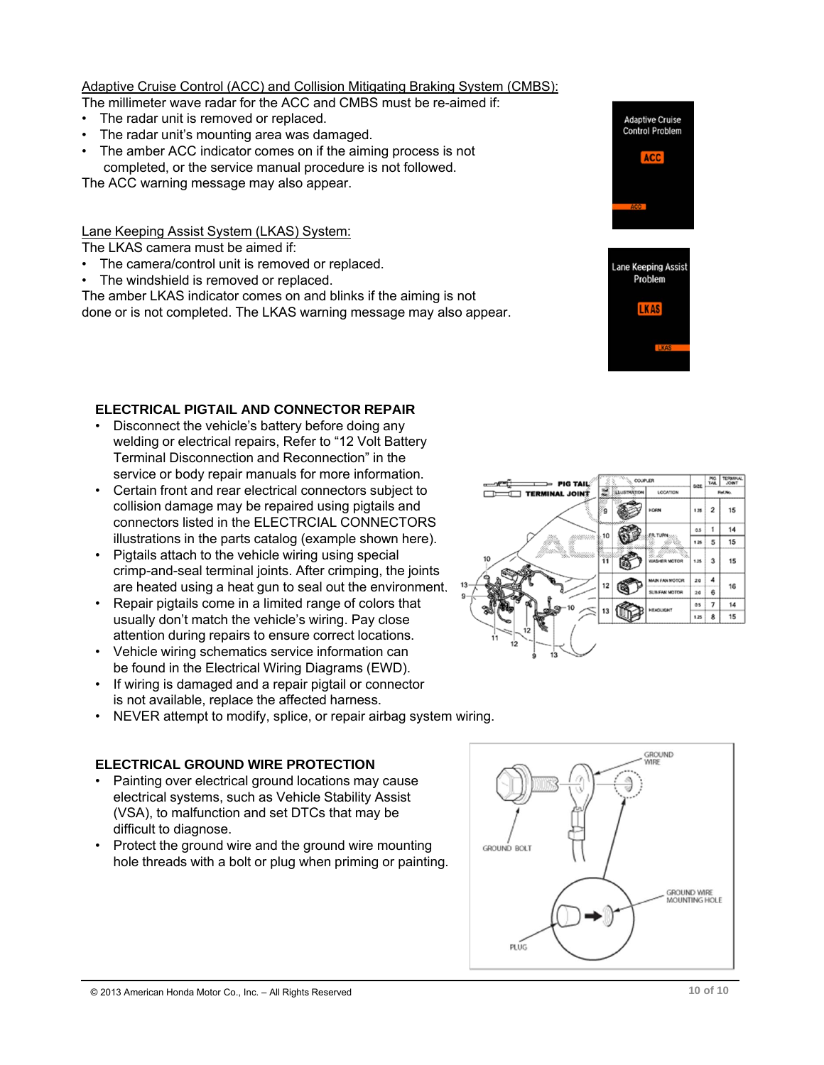Adaptive Cruise Control (ACC) and Collision Mitigating Braking System (CMBS):

The millimeter wave radar for the ACC and CMBS must be re-aimed if:

- The radar unit is removed or replaced.
- The radar unit's mounting area was damaged.
- The amber ACC indicator comes on if the aiming process is not completed, or the service manual procedure is not followed.

The ACC warning message may also appear.

Lane Keeping Assist System (LKAS) System:

The LKAS camera must be aimed if:

- The camera/control unit is removed or replaced.
- The windshield is removed or replaced.

The amber LKAS indicator comes on and blinks if the aiming is not done or is not completed. The LKAS warning message may also appear.

## ELECTRICAL PIGTAIL AND CONNECTOR REPAIR

- Disconnect the vehicle's battery before doing any welding or electrical repairs, Refer to "12 Volt Battery Terminal Disconnection and Reconnection" in the service or body repair manuals for more information.
- Certain front and rear electrical connectors subject to collision damage may be repaired using pigtails and connectors listed in the ELECTRCIAL CONNECTORS illustrations in the parts catalog (example shown here).
- Pigtails attach to the vehicle wiring using special crimp-and-seal terminal joints. After crimping, the joints are heated using a heat gun to seal out the environment.
- Repair pigtails come in a limited range of colors that usually don't match the vehicle's wiring. Pay close attention during repairs to ensure correct locations.
- Vehicle wiring schematics service information can be found in the Electrical Wiring Diagrams (EWD).
- If wiring is damaged and a repair pigtail or connector is not available, replace the affected harness.
- NEVER attempt to modify, splice, or repair airbag system wiring.

## ELECTRICAL GROUND WIRE PROTECTION

- Painting over electrical ground locations may cause electrical systems, such as Vehicle Stability Assist (VSA), to malfunction and set DTCs that may be difficult to diagnose.
- Protect the ground wire and the ground wire mounting hole threads with a bolt or plug when priming or painting.

© 2013 American Honda Motor Co., Inc. – All Rights Reserved